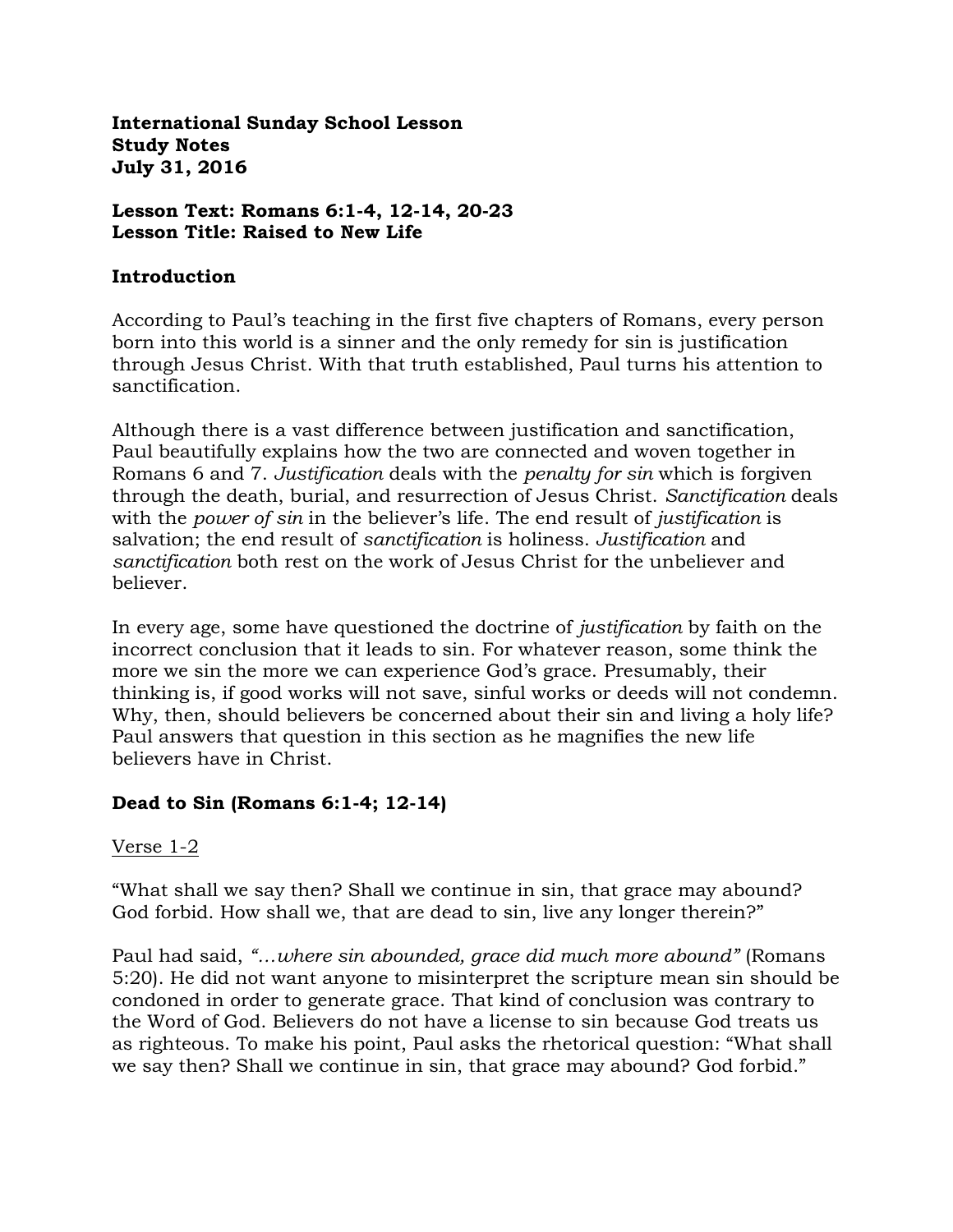**International Sunday School Lesson**
**Study Notes**
**July 31, 2016**

**Lesson Text: Romans 6:1-4, 12-14, 20-23**
**Lesson Title: Raised to New Life**

## Introduction

According to Paul's teaching in the first five chapters of Romans, every person born into this world is a sinner and the only remedy for sin is justification through Jesus Christ. With that truth established, Paul turns his attention to sanctification.

Although there is a vast difference between justification and sanctification, Paul beautifully explains how the two are connected and woven together in Romans 6 and 7. *Justification* deals with the *penalty for sin* which is forgiven through the death, burial, and resurrection of Jesus Christ. *Sanctification* deals with the *power of sin* in the believer's life. The end result of *justification* is salvation; the end result of *sanctification* is holiness. *Justification* and *sanctification* both rest on the work of Jesus Christ for the unbeliever and believer.

In every age, some have questioned the doctrine of *justification* by faith on the incorrect conclusion that it leads to sin. For whatever reason, some think the more we sin the more we can experience God's grace. Presumably, their thinking is, if good works will not save, sinful works or deeds will not condemn. Why, then, should believers be concerned about their sin and living a holy life? Paul answers that question in this section as he magnifies the new life believers have in Christ.

## Dead to Sin (Romans 6:1-4; 12-14)

<u>Verse 1-2</u>

"What shall we say then? Shall we continue in sin, that grace may abound? God forbid. How shall we, that are dead to sin, live any longer therein?"

Paul had said, *"…where sin abounded, grace did much more abound"* (Romans 5:20). He did not want anyone to misinterpret the scripture mean sin should be condoned in order to generate grace. That kind of conclusion was contrary to the Word of God. Believers do not have a license to sin because God treats us as righteous. To make his point, Paul asks the rhetorical question: "What shall we say then? Shall we continue in sin, that grace may abound? God forbid."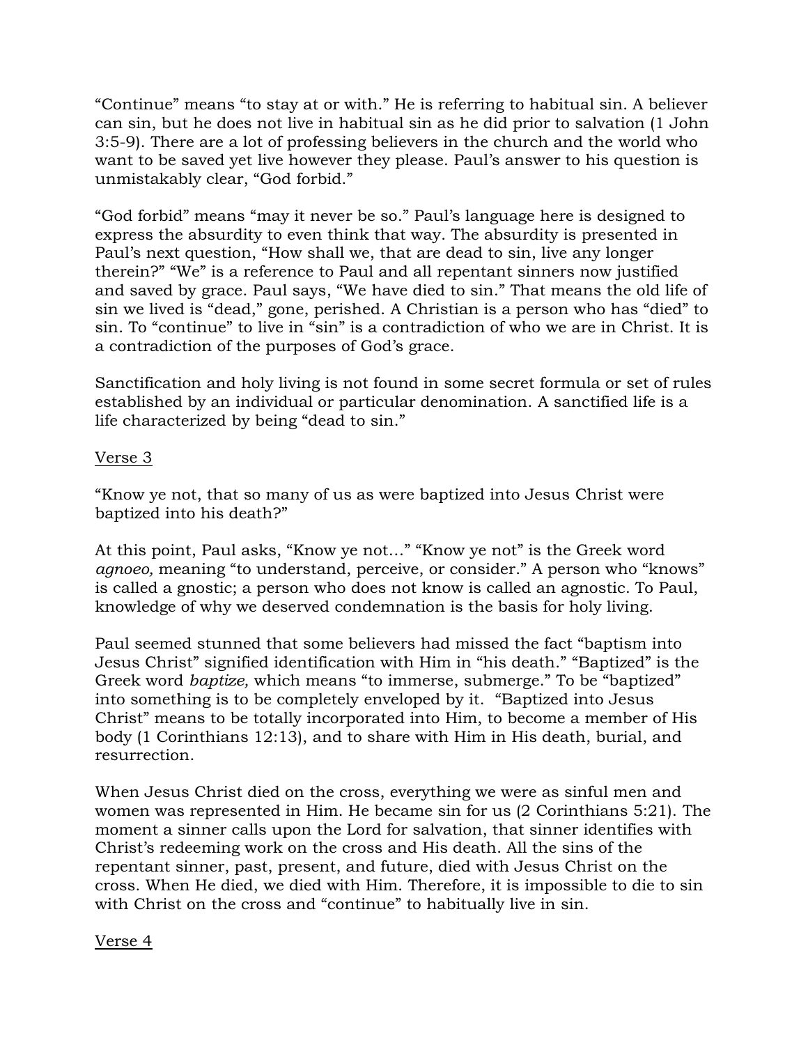"Continue" means "to stay at or with." He is referring to habitual sin. A believer can sin, but he does not live in habitual sin as he did prior to salvation (1 John 3:5-9). There are a lot of professing believers in the church and the world who want to be saved yet live however they please. Paul's answer to his question is unmistakably clear, "God forbid."

"God forbid" means "may it never be so." Paul's language here is designed to express the absurdity to even think that way. The absurdity is presented in Paul's next question, "How shall we, that are dead to sin, live any longer therein?" "We" is a reference to Paul and all repentant sinners now justified and saved by grace. Paul says, "We have died to sin." That means the old life of sin we lived is "dead," gone, perished. A Christian is a person who has "died" to sin. To "continue" to live in "sin" is a contradiction of who we are in Christ. It is a contradiction of the purposes of God's grace.

Sanctification and holy living is not found in some secret formula or set of rules established by an individual or particular denomination. A sanctified life is a life characterized by being "dead to sin."

<u>Verse 3</u>

"Know ye not, that so many of us as were baptized into Jesus Christ were baptized into his death?"

At this point, Paul asks, "Know ye not…" "Know ye not" is the Greek word *agnoeo,* meaning "to understand, perceive, or consider." A person who "knows" is called a gnostic; a person who does not know is called an agnostic. To Paul, knowledge of why we deserved condemnation is the basis for holy living.

Paul seemed stunned that some believers had missed the fact "baptism into Jesus Christ" signified identification with Him in "his death." "Baptized" is the Greek word *baptize,* which means "to immerse, submerge." To be "baptized" into something is to be completely enveloped by it. "Baptized into Jesus Christ" means to be totally incorporated into Him, to become a member of His body (1 Corinthians 12:13), and to share with Him in His death, burial, and resurrection.

When Jesus Christ died on the cross, everything we were as sinful men and women was represented in Him. He became sin for us (2 Corinthians 5:21). The moment a sinner calls upon the Lord for salvation, that sinner identifies with Christ's redeeming work on the cross and His death. All the sins of the repentant sinner, past, present, and future, died with Jesus Christ on the cross. When He died, we died with Him. Therefore, it is impossible to die to sin with Christ on the cross and "continue" to habitually live in sin.

<u>Verse 4</u>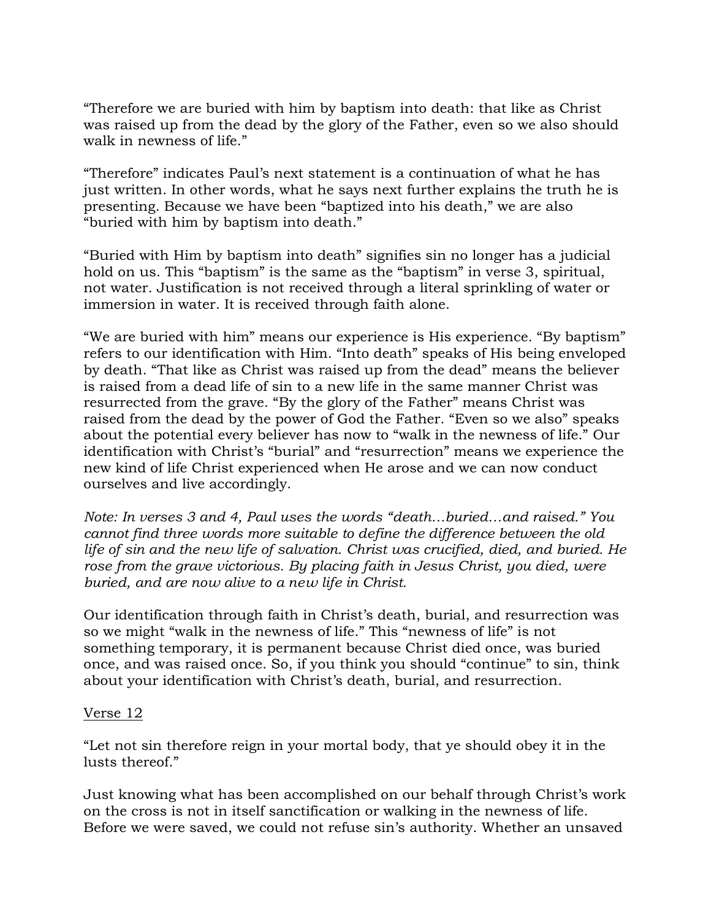"Therefore we are buried with him by baptism into death: that like as Christ was raised up from the dead by the glory of the Father, even so we also should walk in newness of life."

"Therefore" indicates Paul's next statement is a continuation of what he has just written. In other words, what he says next further explains the truth he is presenting. Because we have been "baptized into his death," we are also "buried with him by baptism into death."

"Buried with Him by baptism into death" signifies sin no longer has a judicial hold on us. This "baptism" is the same as the "baptism" in verse 3, spiritual, not water. Justification is not received through a literal sprinkling of water or immersion in water. It is received through faith alone.

"We are buried with him" means our experience is His experience. "By baptism" refers to our identification with Him. "Into death" speaks of His being enveloped by death. "That like as Christ was raised up from the dead" means the believer is raised from a dead life of sin to a new life in the same manner Christ was resurrected from the grave. "By the glory of the Father" means Christ was raised from the dead by the power of God the Father. "Even so we also" speaks about the potential every believer has now to "walk in the newness of life." Our identification with Christ's "burial" and "resurrection" means we experience the new kind of life Christ experienced when He arose and we can now conduct ourselves and live accordingly.

*Note: In verses 3 and 4, Paul uses the words "death…buried…and raised." You cannot find three words more suitable to define the difference between the old life of sin and the new life of salvation. Christ was crucified, died, and buried. He rose from the grave victorious. By placing faith in Jesus Christ, you died, were buried, and are now alive to a new life in Christ.*

Our identification through faith in Christ's death, burial, and resurrection was so we might "walk in the newness of life." This "newness of life" is not something temporary, it is permanent because Christ died once, was buried once, and was raised once. So, if you think you should "continue" to sin, think about your identification with Christ's death, burial, and resurrection.

<u>Verse 12</u>

"Let not sin therefore reign in your mortal body, that ye should obey it in the lusts thereof."

Just knowing what has been accomplished on our behalf through Christ's work on the cross is not in itself sanctification or walking in the newness of life. Before we were saved, we could not refuse sin's authority. Whether an unsaved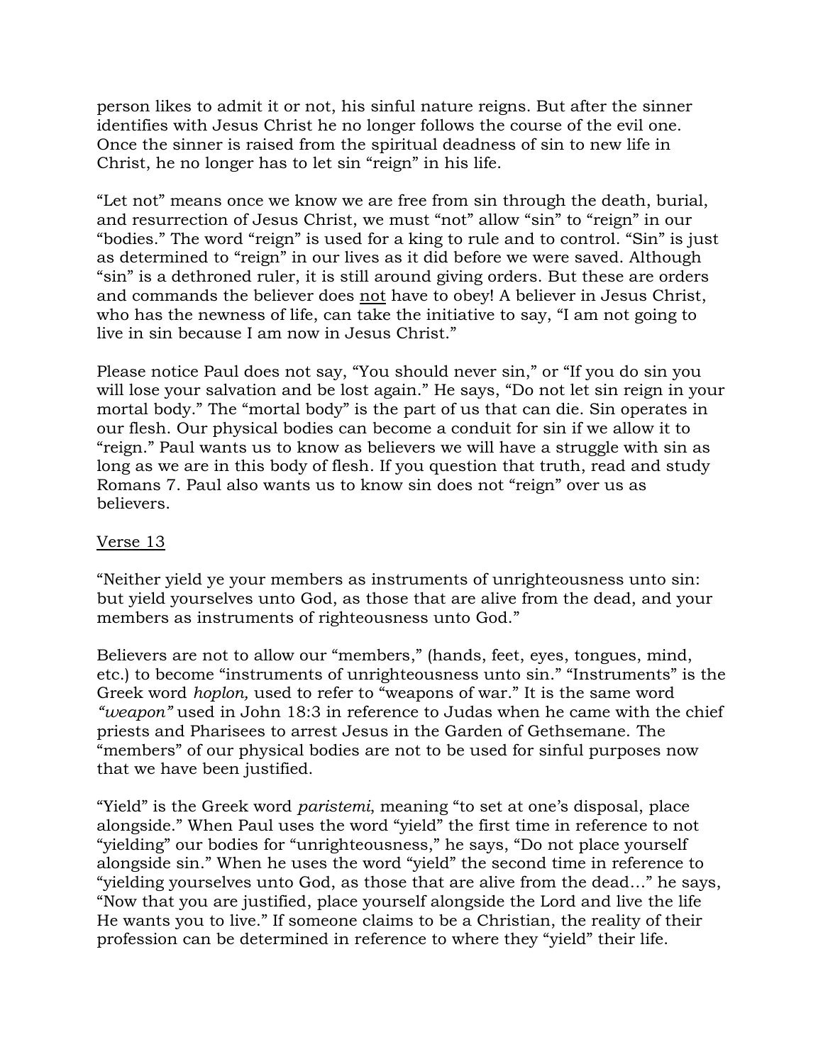person likes to admit it or not, his sinful nature reigns. But after the sinner identifies with Jesus Christ he no longer follows the course of the evil one. Once the sinner is raised from the spiritual deadness of sin to new life in Christ, he no longer has to let sin "reign" in his life.

"Let not" means once we know we are free from sin through the death, burial, and resurrection of Jesus Christ, we must "not" allow "sin" to "reign" in our "bodies." The word "reign" is used for a king to rule and to control. "Sin" is just as determined to "reign" in our lives as it did before we were saved. Although "sin" is a dethroned ruler, it is still around giving orders. But these are orders and commands the believer does <u>not</u> have to obey! A believer in Jesus Christ, who has the newness of life, can take the initiative to say, "I am not going to live in sin because I am now in Jesus Christ."

Please notice Paul does not say, "You should never sin," or "If you do sin you will lose your salvation and be lost again." He says, "Do not let sin reign in your mortal body." The "mortal body" is the part of us that can die. Sin operates in our flesh. Our physical bodies can become a conduit for sin if we allow it to "reign." Paul wants us to know as believers we will have a struggle with sin as long as we are in this body of flesh. If you question that truth, read and study Romans 7. Paul also wants us to know sin does not "reign" over us as believers.

<u>Verse 13</u>

"Neither yield ye your members as instruments of unrighteousness unto sin: but yield yourselves unto God, as those that are alive from the dead, and your members as instruments of righteousness unto God."

Believers are not to allow our "members," (hands, feet, eyes, tongues, mind, etc.) to become "instruments of unrighteousness unto sin." "Instruments" is the Greek word *hoplon,* used to refer to "weapons of war." It is the same word *"weapon"* used in John 18:3 in reference to Judas when he came with the chief priests and Pharisees to arrest Jesus in the Garden of Gethsemane. The "members" of our physical bodies are not to be used for sinful purposes now that we have been justified.

"Yield" is the Greek word *paristemi*, meaning "to set at one's disposal, place alongside." When Paul uses the word "yield" the first time in reference to not "yielding" our bodies for "unrighteousness," he says, "Do not place yourself alongside sin." When he uses the word "yield" the second time in reference to "yielding yourselves unto God, as those that are alive from the dead…" he says, "Now that you are justified, place yourself alongside the Lord and live the life He wants you to live." If someone claims to be a Christian, the reality of their profession can be determined in reference to where they "yield" their life.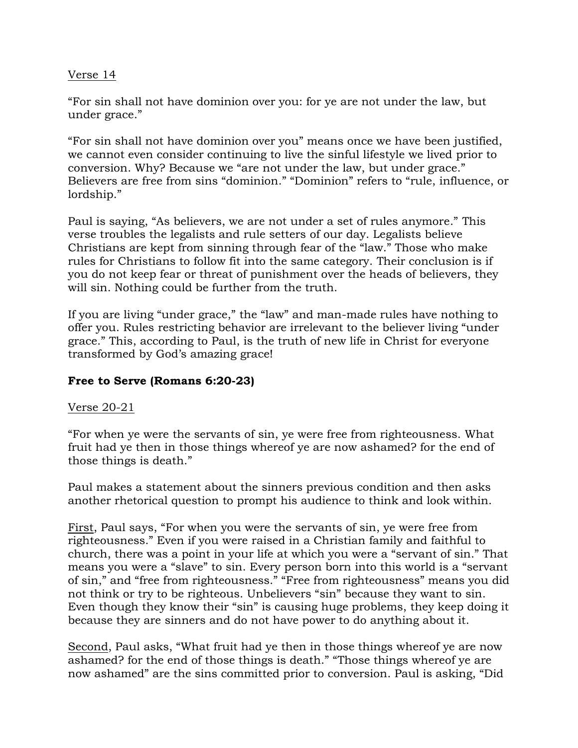Verse 14

"For sin shall not have dominion over you: for ye are not under the law, but under grace."

"For sin shall not have dominion over you" means once we have been justified, we cannot even consider continuing to live the sinful lifestyle we lived prior to conversion. Why? Because we "are not under the law, but under grace." Believers are free from sins "dominion." "Dominion" refers to "rule, influence, or lordship."

Paul is saying, "As believers, we are not under a set of rules anymore." This verse troubles the legalists and rule setters of our day. Legalists believe Christians are kept from sinning through fear of the "law." Those who make rules for Christians to follow fit into the same category. Their conclusion is if you do not keep fear or threat of punishment over the heads of believers, they will sin. Nothing could be further from the truth.

If you are living "under grace," the "law" and man-made rules have nothing to offer you. Rules restricting behavior are irrelevant to the believer living "under grace." This, according to Paul, is the truth of new life in Christ for everyone transformed by God's amazing grace!

**Free to Serve (Romans 6:20-23)**

Verse 20-21

"For when ye were the servants of sin, ye were free from righteousness. What fruit had ye then in those things whereof ye are now ashamed? for the end of those things is death."

Paul makes a statement about the sinners previous condition and then asks another rhetorical question to prompt his audience to think and look within.

First, Paul says, "For when you were the servants of sin, ye were free from righteousness." Even if you were raised in a Christian family and faithful to church, there was a point in your life at which you were a "servant of sin." That means you were a "slave" to sin. Every person born into this world is a "servant of sin," and "free from righteousness." "Free from righteousness" means you did not think or try to be righteous. Unbelievers "sin" because they want to sin. Even though they know their "sin" is causing huge problems, they keep doing it because they are sinners and do not have power to do anything about it.

Second, Paul asks, "What fruit had ye then in those things whereof ye are now ashamed? for the end of those things is death." "Those things whereof ye are now ashamed" are the sins committed prior to conversion. Paul is asking, "Did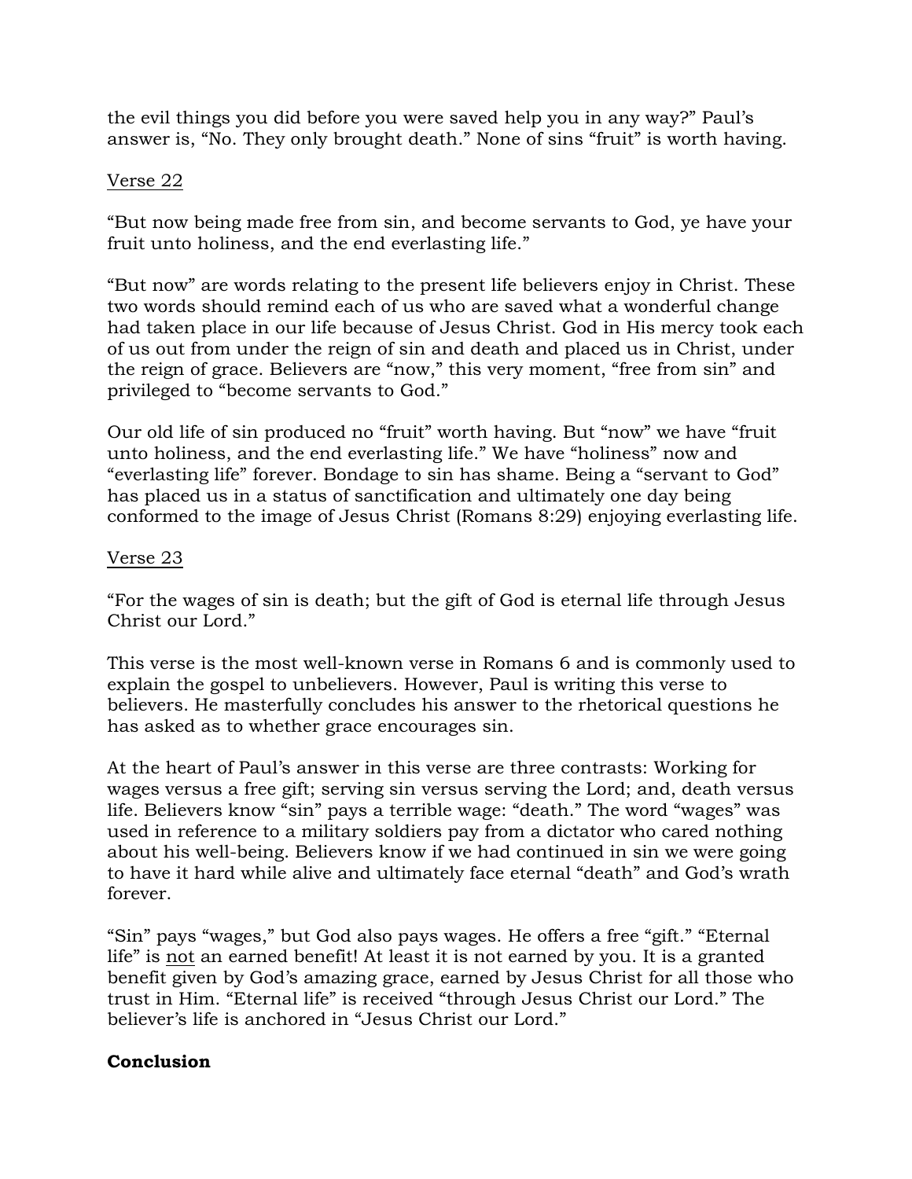the evil things you did before you were saved help you in any way?" Paul's answer is, "No. They only brought death." None of sins "fruit" is worth having.

<u>Verse 22</u>

"But now being made free from sin, and become servants to God, ye have your fruit unto holiness, and the end everlasting life."

"But now" are words relating to the present life believers enjoy in Christ. These two words should remind each of us who are saved what a wonderful change had taken place in our life because of Jesus Christ. God in His mercy took each of us out from under the reign of sin and death and placed us in Christ, under the reign of grace. Believers are "now," this very moment, "free from sin" and privileged to "become servants to God."

Our old life of sin produced no "fruit" worth having. But "now" we have "fruit unto holiness, and the end everlasting life." We have "holiness" now and "everlasting life" forever. Bondage to sin has shame. Being a "servant to God" has placed us in a status of sanctification and ultimately one day being conformed to the image of Jesus Christ (Romans 8:29) enjoying everlasting life.

<u>Verse 23</u>

"For the wages of sin is death; but the gift of God is eternal life through Jesus Christ our Lord."

This verse is the most well-known verse in Romans 6 and is commonly used to explain the gospel to unbelievers. However, Paul is writing this verse to believers. He masterfully concludes his answer to the rhetorical questions he has asked as to whether grace encourages sin.

At the heart of Paul's answer in this verse are three contrasts: Working for wages versus a free gift; serving sin versus serving the Lord; and, death versus life. Believers know "sin" pays a terrible wage: "death." The word "wages" was used in reference to a military soldiers pay from a dictator who cared nothing about his well-being. Believers know if we had continued in sin we were going to have it hard while alive and ultimately face eternal "death" and God's wrath forever.

"Sin" pays "wages," but God also pays wages. He offers a free "gift." "Eternal life" is <u>not</u> an earned benefit! At least it is not earned by you. It is a granted benefit given by God's amazing grace, earned by Jesus Christ for all those who trust in Him. "Eternal life" is received "through Jesus Christ our Lord." The believer's life is anchored in "Jesus Christ our Lord."

**Conclusion**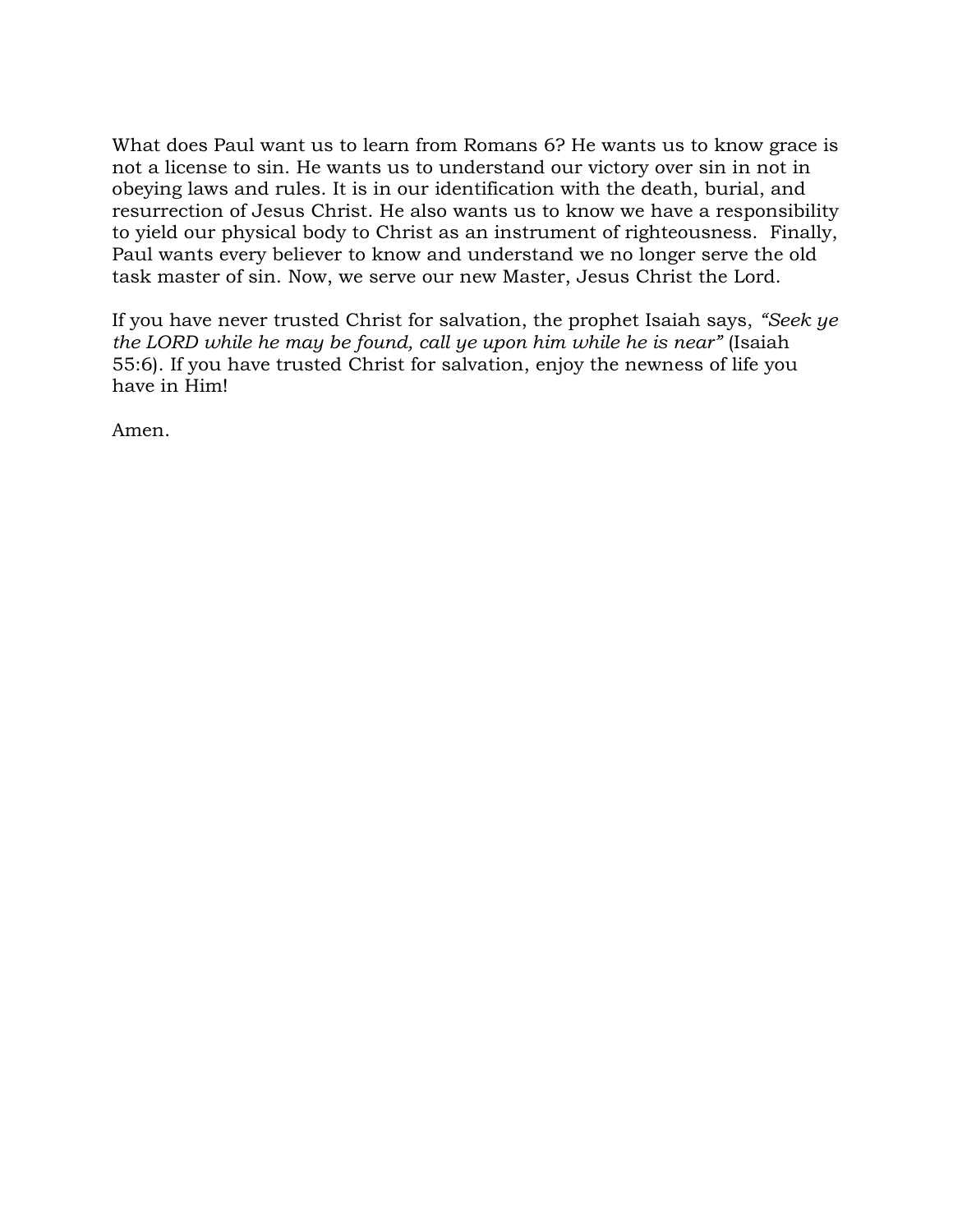What does Paul want us to learn from Romans 6? He wants us to know grace is not a license to sin. He wants us to understand our victory over sin in not in obeying laws and rules. It is in our identification with the death, burial, and resurrection of Jesus Christ. He also wants us to know we have a responsibility to yield our physical body to Christ as an instrument of righteousness. Finally, Paul wants every believer to know and understand we no longer serve the old task master of sin. Now, we serve our new Master, Jesus Christ the Lord.

If you have never trusted Christ for salvation, the prophet Isaiah says, *"Seek ye the LORD while he may be found, call ye upon him while he is near"* (Isaiah 55:6). If you have trusted Christ for salvation, enjoy the newness of life you have in Him!

Amen.